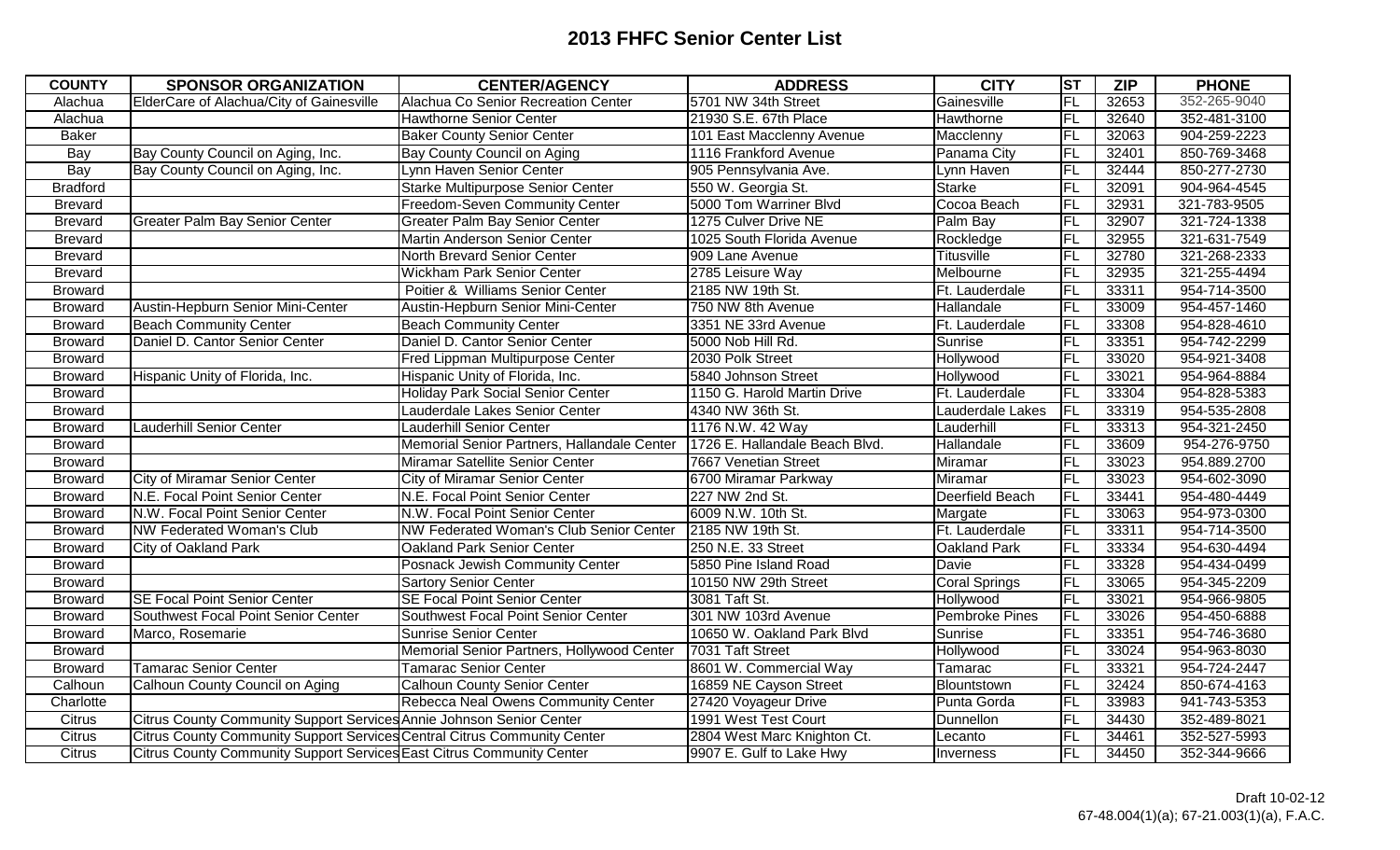# 2013 FHFC Senior Center List

| COUNTY | SPONSOR ORGANIZATION | CENTER/AGENCY | ADDRESS | CITY | ST | ZIP | PHONE |
|---|---|---|---|---|---|---|---|
| Alachua | ElderCare of Alachua/City of Gainesville | Alachua Co Senior Recreation Center | 5701 NW 34th Street | Gainesville | FL | 32653 | 352-265-9040 |
| Alachua | | Hawthorne Senior Center | 21930 S.E. 67th Place | Hawthorne | FL | 32640 | 352-481-3100 |
| Baker | | Baker County Senior Center | 101 East Macclenny Avenue | Macclenny | FL | 32063 | 904-259-2223 |
| Bay | Bay County Council on Aging, Inc. | Bay County Council on Aging | 1116 Frankford Avenue | Panama City | FL | 32401 | 850-769-3468 |
| Bay | Bay County Council on Aging, Inc. | Lynn Haven Senior Center | 905 Pennsylvania Ave. | Lynn Haven | FL | 32444 | 850-277-2730 |
| Bradford | | Starke Multipurpose Senior Center | 550 W. Georgia St. | Starke | FL | 32091 | 904-964-4545 |
| Brevard | | Freedom-Seven Community Center | 5000 Tom Warriner Blvd | Cocoa Beach | FL | 32931 | 321-783-9505 |
| Brevard | Greater Palm Bay Senior Center | Greater Palm Bay Senior Center | 1275 Culver Drive NE | Palm Bay | FL | 32907 | 321-724-1338 |
| Brevard | | Martin Anderson Senior Center | 1025 South Florida Avenue | Rockledge | FL | 32955 | 321-631-7549 |
| Brevard | | North Brevard Senior Center | 909 Lane Avenue | Titusville | FL | 32780 | 321-268-2333 |
| Brevard | | Wickham Park Senior Center | 2785 Leisure Way | Melbourne | FL | 32935 | 321-255-4494 |
| Broward | | Poitier & Williams Senior Center | 2185 NW 19th St. | Ft. Lauderdale | FL | 33311 | 954-714-3500 |
| Broward | Austin-Hepburn Senior Mini-Center | Austin-Hepburn Senior Mini-Center | 750 NW 8th Avenue | Hallandale | FL | 33009 | 954-457-1460 |
| Broward | Beach Community Center | Beach Community Center | 3351 NE 33rd Avenue | Ft. Lauderdale | FL | 33308 | 954-828-4610 |
| Broward | Daniel D. Cantor Senior Center | Daniel D. Cantor Senior Center | 5000 Nob Hill Rd. | Sunrise | FL | 33351 | 954-742-2299 |
| Broward | | Fred Lippman Multipurpose Center | 2030 Polk Street | Hollywood | FL | 33020 | 954-921-3408 |
| Broward | Hispanic Unity of Florida, Inc. | Hispanic Unity of Florida, Inc. | 5840 Johnson Street | Hollywood | FL | 33021 | 954-964-8884 |
| Broward | | Holiday Park Social Senior Center | 1150 G. Harold Martin Drive | Ft. Lauderdale | FL | 33304 | 954-828-5383 |
| Broward | | Lauderdale Lakes Senior Center | 4340 NW 36th St. | Lauderdale Lakes | FL | 33319 | 954-535-2808 |
| Broward | Lauderhill Senior Center | Lauderhill Senior Center | 1176 N.W. 42 Way | Lauderhill | FL | 33313 | 954-321-2450 |
| Broward | | Memorial Senior Partners, Hallandale Center | 1726 E. Hallandale Beach Blvd. | Hallandale | FL | 33609 | 954-276-9750 |
| Broward | | Miramar Satellite Senior Center | 7667 Venetian Street | Miramar | FL | 33023 | 954.889.2700 |
| Broward | City of Miramar Senior Center | City of Miramar Senior Center | 6700 Miramar Parkway | Miramar | FL | 33023 | 954-602-3090 |
| Broward | N.E. Focal Point Senior Center | N.E. Focal Point Senior Center | 227 NW 2nd St. | Deerfield Beach | FL | 33441 | 954-480-4449 |
| Broward | N.W. Focal Point Senior Center | N.W. Focal Point Senior Center | 6009 N.W. 10th St. | Margate | FL | 33063 | 954-973-0300 |
| Broward | NW Federated Woman's Club | NW Federated Woman's Club Senior Center | 2185 NW 19th St. | Ft. Lauderdale | FL | 33311 | 954-714-3500 |
| Broward | City of Oakland Park | Oakland Park Senior Center | 250 N.E. 33 Street | Oakland Park | FL | 33334 | 954-630-4494 |
| Broward | | Posnack Jewish Community Center | 5850 Pine Island Road | Davie | FL | 33328 | 954-434-0499 |
| Broward | | Sartory Senior Center | 10150 NW 29th Street | Coral Springs | FL | 33065 | 954-345-2209 |
| Broward | SE Focal Point Senior Center | SE Focal Point Senior Center | 3081 Taft St. | Hollywood | FL | 33021 | 954-966-9805 |
| Broward | Southwest Focal Point Senior Center | Southwest Focal Point Senior Center | 301 NW 103rd Avenue | Pembroke Pines | FL | 33026 | 954-450-6888 |
| Broward | Marco, Rosemarie | Sunrise Senior Center | 10650 W. Oakland Park Blvd | Sunrise | FL | 33351 | 954-746-3680 |
| Broward | | Memorial Senior Partners, Hollywood Center | 7031 Taft Street | Hollywood | FL | 33024 | 954-963-8030 |
| Broward | Tamarac Senior Center | Tamarac Senior Center | 8601 W. Commercial Way | Tamarac | FL | 33321 | 954-724-2447 |
| Calhoun | Calhoun County Council on Aging | Calhoun County Senior Center | 16859 NE Cayson Street | Blountstown | FL | 32424 | 850-674-4163 |
| Charlotte | | Rebecca Neal Owens Community Center | 27420 Voyageur Drive | Punta Gorda | FL | 33983 | 941-743-5353 |
| Citrus | Citrus County Community Support Services | Annie Johnson Senior Center | 1991 West Test Court | Dunnellon | FL | 34430 | 352-489-8021 |
| Citrus | Citrus County Community Support Services | Central Citrus Community Center | 2804 West Marc Knighton Ct. | Lecanto | FL | 34461 | 352-527-5993 |
| Citrus | Citrus County Community Support Services | East Citrus Community Center | 9907 E. Gulf to Lake Hwy | Inverness | FL | 34450 | 352-344-9666 |

Draft 10-02-12
67-48.004(1)(a); 67-21.003(1)(a), F.A.C.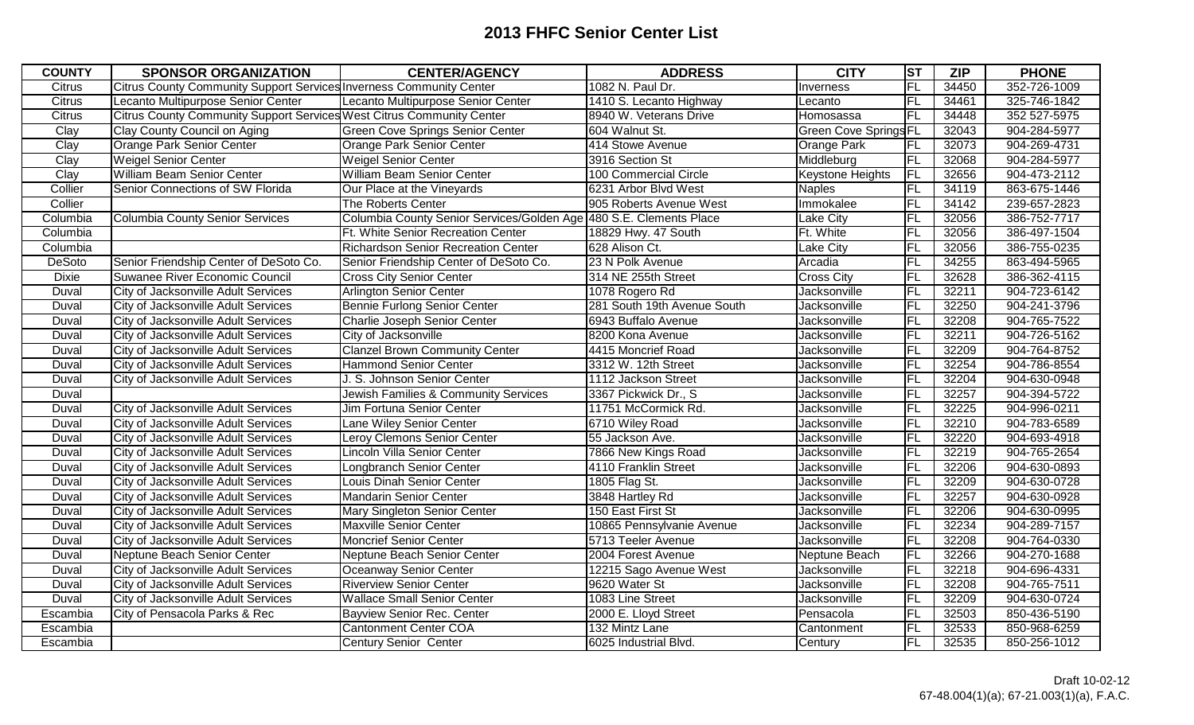## 2013 FHFC Senior Center List

| COUNTY | SPONSOR ORGANIZATION | CENTER/AGENCY | ADDRESS | CITY | ST | ZIP | PHONE |
|---|---|---|---|---|---|---|---|
| Citrus | Citrus County Community Support Services | Inverness Community Center | 1082 N. Paul Dr. | Inverness | FL | 34450 | 352-726-1009 |
| Citrus | Lecanto Multipurpose Senior Center | Lecanto Multipurpose Senior Center | 1410 S. Lecanto Highway | Lecanto | FL | 34461 | 325-746-1842 |
| Citrus | Citrus County Community Support Services | West Citrus Community Center | 8940 W. Veterans Drive | Homosassa | FL | 34448 | 352 527-5975 |
| Clay | Clay County Council on Aging | Green Cove Springs Senior Center | 604 Walnut St. | Green Cove Springs | FL | 32043 | 904-284-5977 |
| Clay | Orange Park Senior Center | Orange Park Senior Center | 414 Stowe Avenue | Orange Park | FL | 32073 | 904-269-4731 |
| Clay | Weigel Senior Center | Weigel Senior Center | 3916 Section St | Middleburg | FL | 32068 | 904-284-5977 |
| Clay | William Beam Senior Center | William Beam Senior Center | 100 Commercial Circle | Keystone Heights | FL | 32656 | 904-473-2112 |
| Collier | Senior Connections of SW Florida | Our Place at the Vineyards | 6231 Arbor Blvd West | Naples | FL | 34119 | 863-675-1446 |
| Collier | | The Roberts Center | 905 Roberts Avenue West | Immokalee | FL | 34142 | 239-657-2823 |
| Columbia | Columbia County Senior Services | Columbia County Senior Services/Golden Age | 480 S.E. Clements Place | Lake City | FL | 32056 | 386-752-7717 |
| Columbia | | Ft. White Senior Recreation Center | 18829 Hwy. 47 South | Ft. White | FL | 32056 | 386-497-1504 |
| Columbia | | Richardson Senior Recreation Center | 628 Alison Ct. | Lake City | FL | 32056 | 386-755-0235 |
| DeSoto | Senior Friendship Center of DeSoto Co. | Senior Friendship Center of DeSoto Co. | 23 N Polk Avenue | Arcadia | FL | 34255 | 863-494-5965 |
| Dixie | Suwanee River Economic Council | Cross City Senior Center | 314 NE 255th Street | Cross City | FL | 32628 | 386-362-4115 |
| Duval | City of Jacksonville Adult Services | Arlington Senior Center | 1078 Rogero Rd | Jacksonville | FL | 32211 | 904-723-6142 |
| Duval | City of Jacksonville Adult Services | Bennie Furlong Senior Center | 281 South 19th Avenue South | Jacksonville | FL | 32250 | 904-241-3796 |
| Duval | City of Jacksonville Adult Services | Charlie Joseph Senior Center | 6943 Buffalo Avenue | Jacksonville | FL | 32208 | 904-765-7522 |
| Duval | City of Jacksonville Adult Services | City of Jacksonville | 8200 Kona Avenue | Jacksonville | FL | 32211 | 904-726-5162 |
| Duval | City of Jacksonville Adult Services | Clanzel Brown Community Center | 4415 Moncrief Road | Jacksonville | FL | 32209 | 904-764-8752 |
| Duval | City of Jacksonville Adult Services | Hammond Senior Center | 3312 W. 12th Street | Jacksonville | FL | 32254 | 904-786-8554 |
| Duval | City of Jacksonville Adult Services | J. S. Johnson Senior Center | 1112 Jackson Street | Jacksonville | FL | 32204 | 904-630-0948 |
| Duval | | Jewish Families & Community Services | 3367 Pickwick Dr., S | Jacksonville | FL | 32257 | 904-394-5722 |
| Duval | City of Jacksonville Adult Services | Jim Fortuna Senior Center | 11751 McCormick Rd. | Jacksonville | FL | 32225 | 904-996-0211 |
| Duval | City of Jacksonville Adult Services | Lane Wiley Senior Center | 6710 Wiley Road | Jacksonville | FL | 32210 | 904-783-6589 |
| Duval | City of Jacksonville Adult Services | Leroy Clemons Senior Center | 55 Jackson Ave. | Jacksonville | FL | 32220 | 904-693-4918 |
| Duval | City of Jacksonville Adult Services | Lincoln Villa Senior Center | 7866 New Kings Road | Jacksonville | FL | 32219 | 904-765-2654 |
| Duval | City of Jacksonville Adult Services | Longbranch Senior Center | 4110 Franklin Street | Jacksonville | FL | 32206 | 904-630-0893 |
| Duval | City of Jacksonville Adult Services | Louis Dinah Senior Center | 1805 Flag St. | Jacksonville | FL | 32209 | 904-630-0728 |
| Duval | City of Jacksonville Adult Services | Mandarin Senior Center | 3848 Hartley Rd | Jacksonville | FL | 32257 | 904-630-0928 |
| Duval | City of Jacksonville Adult Services | Mary Singleton Senior Center | 150 East First St | Jacksonville | FL | 32206 | 904-630-0995 |
| Duval | City of Jacksonville Adult Services | Maxville Senior Center | 10865 Pennsylvanie Avenue | Jacksonville | FL | 32234 | 904-289-7157 |
| Duval | City of Jacksonville Adult Services | Moncrief Senior Center | 5713 Teeler Avenue | Jacksonville | FL | 32208 | 904-764-0330 |
| Duval | Neptune Beach Senior Center | Neptune Beach Senior Center | 2004 Forest Avenue | Neptune Beach | FL | 32266 | 904-270-1688 |
| Duval | City of Jacksonville Adult Services | Oceanway Senior Center | 12215 Sago Avenue West | Jacksonville | FL | 32218 | 904-696-4331 |
| Duval | City of Jacksonville Adult Services | Riverview Senior Center | 9620 Water St | Jacksonville | FL | 32208 | 904-765-7511 |
| Duval | City of Jacksonville Adult Services | Wallace Small Senior Center | 1083 Line Street | Jacksonville | FL | 32209 | 904-630-0724 |
| Escambia | City of Pensacola Parks & Rec | Bayview Senior Rec. Center | 2000 E. Lloyd Street | Pensacola | FL | 32503 | 850-436-5190 |
| Escambia | | Cantonment Center COA | 132 Mintz Lane | Cantonment | FL | 32533 | 850-968-6259 |
| Escambia | | Century Senior Center | 6025 Industrial Blvd. | Century | FL | 32535 | 850-256-1012 |

Draft 10-02-12
67-48.004(1)(a); 67-21.003(1)(a), F.A.C.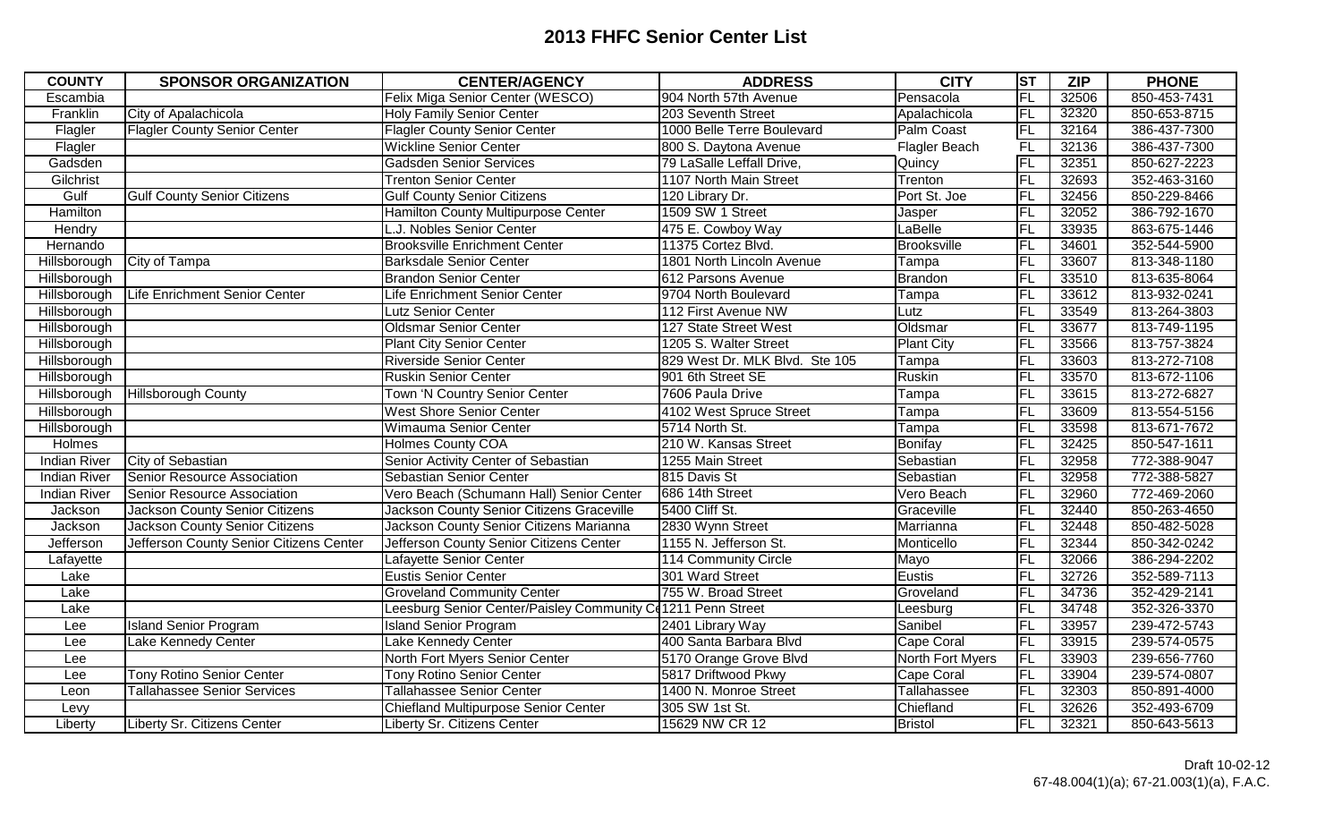# 2013 FHFC Senior Center List

| COUNTY | SPONSOR ORGANIZATION | CENTER/AGENCY | ADDRESS | CITY | ST | ZIP | PHONE |
|---|---|---|---|---|---|---|---|
| Escambia | | Felix Miga Senior Center (WESCO) | 904 North 57th Avenue | Pensacola | FL | 32506 | 850-453-7431 |
| Franklin | City of Apalachicola | Holy Family Senior Center | 203 Seventh Street | Apalachicola | FL | 32320 | 850-653-8715 |
| Flagler | Flagler County Senior Center | Flagler County Senior Center | 1000 Belle Terre Boulevard | Palm Coast | FL | 32164 | 386-437-7300 |
| Flagler | | Wickline Senior Center | 800 S. Daytona Avenue | Flagler Beach | FL | 32136 | 386-437-7300 |
| Gadsden | | Gadsden Senior Services | 79 LaSalle Leffall Drive, | Quincy | FL | 32351 | 850-627-2223 |
| Gilchrist | | Trenton Senior Center | 1107 North Main Street | Trenton | FL | 32693 | 352-463-3160 |
| Gulf | Gulf County Senior Citizens | Gulf County Senior Citizens | 120 Library Dr. | Port St. Joe | FL | 32456 | 850-229-8466 |
| Hamilton | | Hamilton County Multipurpose Center | 1509 SW 1 Street | Jasper | FL | 32052 | 386-792-1670 |
| Hendry | | L.J. Nobles Senior Center | 475 E. Cowboy Way | LaBelle | FL | 33935 | 863-675-1446 |
| Hernando | | Brooksville Enrichment Center | 11375 Cortez Blvd. | Brooksville | FL | 34601 | 352-544-5900 |
| Hillsborough | City of Tampa | Barksdale Senior Center | 1801 North Lincoln Avenue | Tampa | FL | 33607 | 813-348-1180 |
| Hillsborough | | Brandon Senior Center | 612 Parsons Avenue | Brandon | FL | 33510 | 813-635-8064 |
| Hillsborough | Life Enrichment Senior Center | Life Enrichment Senior Center | 9704 North Boulevard | Tampa | FL | 33612 | 813-932-0241 |
| Hillsborough | | Lutz Senior Center | 112 First Avenue NW | Lutz | FL | 33549 | 813-264-3803 |
| Hillsborough | | Oldsmar Senior Center | 127 State Street West | Oldsmar | FL | 33677 | 813-749-1195 |
| Hillsborough | | Plant City Senior Center | 1205 S. Walter Street | Plant City | FL | 33566 | 813-757-3824 |
| Hillsborough | | Riverside Senior Center | 829 West Dr. MLK Blvd. Ste 105 | Tampa | FL | 33603 | 813-272-7108 |
| Hillsborough | | Ruskin Senior Center | 901 6th Street SE | Ruskin | FL | 33570 | 813-672-1106 |
| Hillsborough | Hillsborough County | Town 'N Country Senior Center | 7606 Paula Drive | Tampa | FL | 33615 | 813-272-6827 |
| Hillsborough | | West Shore Senior Center | 4102 West Spruce Street | Tampa | FL | 33609 | 813-554-5156 |
| Hillsborough | | Wimauma Senior Center | 5714 North St. | Tampa | FL | 33598 | 813-671-7672 |
| Holmes | | Holmes County COA | 210 W. Kansas Street | Bonifay | FL | 32425 | 850-547-1611 |
| Indian River | City of Sebastian | Senior Activity Center of Sebastian | 1255 Main Street | Sebastian | FL | 32958 | 772-388-9047 |
| Indian River | Senior Resource Association | Sebastian Senior Center | 815 Davis St | Sebastian | FL | 32958 | 772-388-5827 |
| Indian River | Senior Resource Association | Vero Beach (Schumann Hall) Senior Center | 686 14th Street | Vero Beach | FL | 32960 | 772-469-2060 |
| Jackson | Jackson County Senior Citizens | Jackson County Senior Citizens Graceville | 5400 Cliff St. | Graceville | FL | 32440 | 850-263-4650 |
| Jackson | Jackson County Senior Citizens | Jackson County Senior Citizens Marianna | 2830 Wynn Street | Marrianna | FL | 32448 | 850-482-5028 |
| Jefferson | Jefferson County Senior Citizens Center | Jefferson County Senior Citizens Center | 1155 N. Jefferson St. | Monticello | FL | 32344 | 850-342-0242 |
| Lafayette | | Lafayette Senior Center | 114 Community Circle | Mayo | FL | 32066 | 386-294-2202 |
| Lake | | Eustis Senior Center | 301 Ward Street | Eustis | FL | 32726 | 352-589-7113 |
| Lake | | Groveland Community Center | 755 W. Broad Street | Groveland | FL | 34736 | 352-429-2141 |
| Lake | | Leesburg Senior Center/Paisley Community Ce | 1211 Penn Street | Leesburg | FL | 34748 | 352-326-3370 |
| Lee | Island Senior Program | Island Senior Program | 2401 Library Way | Sanibel | FL | 33957 | 239-472-5743 |
| Lee | Lake Kennedy Center | Lake Kennedy Center | 400 Santa Barbara Blvd | Cape Coral | FL | 33915 | 239-574-0575 |
| Lee | | North Fort Myers Senior Center | 5170 Orange Grove Blvd | North Fort Myers | FL | 33903 | 239-656-7760 |
| Lee | Tony Rotino Senior Center | Tony Rotino Senior Center | 5817 Driftwood Pkwy | Cape Coral | FL | 33904 | 239-574-0807 |
| Leon | Tallahassee Senior Services | Tallahassee Senior Center | 1400 N. Monroe Street | Tallahassee | FL | 32303 | 850-891-4000 |
| Levy | | Chiefland Multipurpose Senior Center | 305 SW 1st St. | Chiefland | FL | 32626 | 352-493-6709 |
| Liberty | Liberty Sr. Citizens Center | Liberty Sr. Citizens Center | 15629 NW CR 12 | Bristol | FL | 32321 | 850-643-5613 |

Draft 10-02-12
67-48.004(1)(a); 67-21.003(1)(a), F.A.C.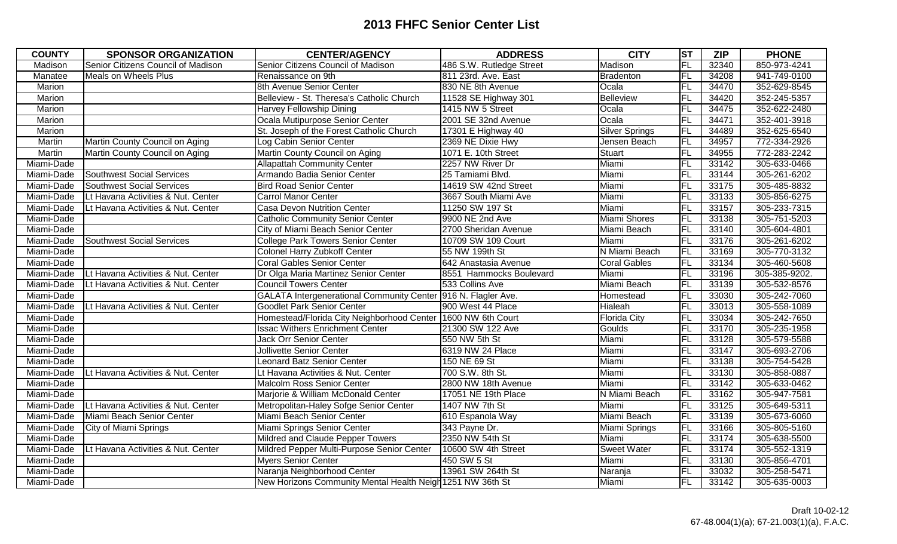## 2013 FHFC Senior Center List

| COUNTY | SPONSOR ORGANIZATION | CENTER/AGENCY | ADDRESS | CITY | ST | ZIP | PHONE |
|---|---|---|---|---|---|---|---|
| Madison | Senior Citizens Council of Madison | Senior Citizens Council of Madison | 486 S.W. Rutledge Street | Madison | FL | 32340 | 850-973-4241 |
| Manatee | Meals on Wheels Plus | Renaissance on 9th | 811 23rd. Ave. East | Bradenton | FL | 34208 | 941-749-0100 |
| Marion | | 8th Avenue Senior Center | 830 NE 8th Avenue | Ocala | FL | 34470 | 352-629-8545 |
| Marion | | Belleview - St. Theresa's Catholic Church | 11528 SE Highway 301 | Belleview | FL | 34420 | 352-245-5357 |
| Marion | | Harvey Fellowship Dining | 1415 NW 5 Street | Ocala | FL | 34475 | 352-622-2480 |
| Marion | | Ocala Mutipurpose Senior Center | 2001 SE 32nd Avenue | Ocala | FL | 34471 | 352-401-3918 |
| Marion | | St. Joseph of the Forest Catholic Church | 17301 E Highway 40 | Silver Springs | FL | 34489 | 352-625-6540 |
| Martin | Martin County Council on Aging | Log Cabin Senior Center | 2369 NE Dixie Hwy | Jensen Beach | FL | 34957 | 772-334-2926 |
| Martin | Martin County Council on Aging | Martin County Council on Aging | 1071 E. 10th Street | Stuart | FL | 34955 | 772-283-2242 |
| Miami-Dade | | Allapattah Community Center | 2257 NW River Dr | Miami | FL | 33142 | 305-633-0466 |
| Miami-Dade | Southwest Social Services | Armando Badia Senior Center | 25 Tamiami Blvd. | Miami | FL | 33144 | 305-261-6202 |
| Miami-Dade | Southwest Social Services | Bird Road Senior Center | 14619 SW 42nd Street | Miami | FL | 33175 | 305-485-8832 |
| Miami-Dade | Lt Havana Activities & Nut. Center | Carrol Manor Center | 3667 South Miami Ave | Miami | FL | 33133 | 305-856-6275 |
| Miami-Dade | Lt Havana Activities & Nut. Center | Casa Devon Nutrition Center | 11250 SW 197 St | Miami | FL | 33157 | 305-233-7315 |
| Miami-Dade | | Catholic Community Senior Center | 9900 NE 2nd Ave | Miami Shores | FL | 33138 | 305-751-5203 |
| Miami-Dade | | City of Miami Beach Senior Center | 2700 Sheridan Avenue | Miami Beach | FL | 33140 | 305-604-4801 |
| Miami-Dade | Southwest Social Services | College Park Towers Senior Center | 10709 SW 109 Court | Miami | FL | 33176 | 305-261-6202 |
| Miami-Dade | | Colonel Harry Zubkoff Center | 55 NW 199th St | N Miami Beach | FL | 33169 | 305-770-3132 |
| Miami-Dade | | Coral Gables Senior Center | 642 Anastasia Avenue | Coral Gables | FL | 33134 | 305-460-5608 |
| Miami-Dade | Lt Havana Activities & Nut. Center | Dr Olga Maria Martinez Senior Center | 8551 Hammocks Boulevard | Miami | FL | 33196 | 305-385-9202. |
| Miami-Dade | Lt Havana Activities & Nut. Center | Council Towers Center | 533 Collins Ave | Miami Beach | FL | 33139 | 305-532-8576 |
| Miami-Dade | | GALATA Intergenerational Community Center | 916 N. Flagler Ave. | Homestead | FL | 33030 | 305-242-7060 |
| Miami-Dade | Lt Havana Activities & Nut. Center | Goodlet Park Senior Center | 900 West 44 Place | Hialeah | FL | 33013 | 305-558-1089 |
| Miami-Dade | | Homestead/Florida City Neighborhood Center | 1600 NW 6th Court | Florida City | FL | 33034 | 305-242-7650 |
| Miami-Dade | | Issac Withers Enrichment Center | 21300 SW 122 Ave | Goulds | FL | 33170 | 305-235-1958 |
| Miami-Dade | | Jack Orr Senior Center | 550 NW 5th St | Miami | FL | 33128 | 305-579-5588 |
| Miami-Dade | | Jollivette Senior Center | 6319 NW 24 Place | Miami | FL | 33147 | 305-693-2706 |
| Miami-Dade | | Leonard Batz Senior Center | 150 NE 69 St | Miami | FL | 33138 | 305-754-5428 |
| Miami-Dade | Lt Havana Activities & Nut. Center | Lt Havana Activities & Nut. Center | 700 S.W. 8th St. | Miami | FL | 33130 | 305-858-0887 |
| Miami-Dade | | Malcolm Ross Senior Center | 2800 NW 18th Avenue | Miami | FL | 33142 | 305-633-0462 |
| Miami-Dade | | Marjorie & William McDonald Center | 17051 NE 19th Place | N Miami Beach | FL | 33162 | 305-947-7581 |
| Miami-Dade | Lt Havana Activities & Nut. Center | Metropolitan-Haley Sofge Senior Center | 1407 NW 7th St | Miami | FL | 33125 | 305-649-5311 |
| Miami-Dade | Miami Beach Senior Center | Miami Beach Senior Center | 610 Espanola Way | Miami Beach | FL | 33139 | 305-673-6060 |
| Miami-Dade | City of Miami Springs | Miami Springs Senior Center | 343 Payne Dr. | Miami Springs | FL | 33166 | 305-805-5160 |
| Miami-Dade | | Mildred and Claude Pepper Towers | 2350 NW 54th St | Miami | FL | 33174 | 305-638-5500 |
| Miami-Dade | Lt Havana Activities & Nut. Center | Mildred Pepper Multi-Purpose Senior Center | 10600 SW 4th Street | Sweet Water | FL | 33174 | 305-552-1319 |
| Miami-Dade | | Myers Senior Center | 450 SW 5 St | Miami | FL | 33130 | 305-856-4701 |
| Miami-Dade | | Naranja Neighborhood Center | 13961 SW 264th St | Naranja | FL | 33032 | 305-258-5471 |
| Miami-Dade | | New Horizons Community Mental Health Neigh | 1251 NW 36th St | Miami | FL | 33142 | 305-635-0003 |

Draft 10-02-12
67-48.004(1)(a); 67-21.003(1)(a), F.A.C.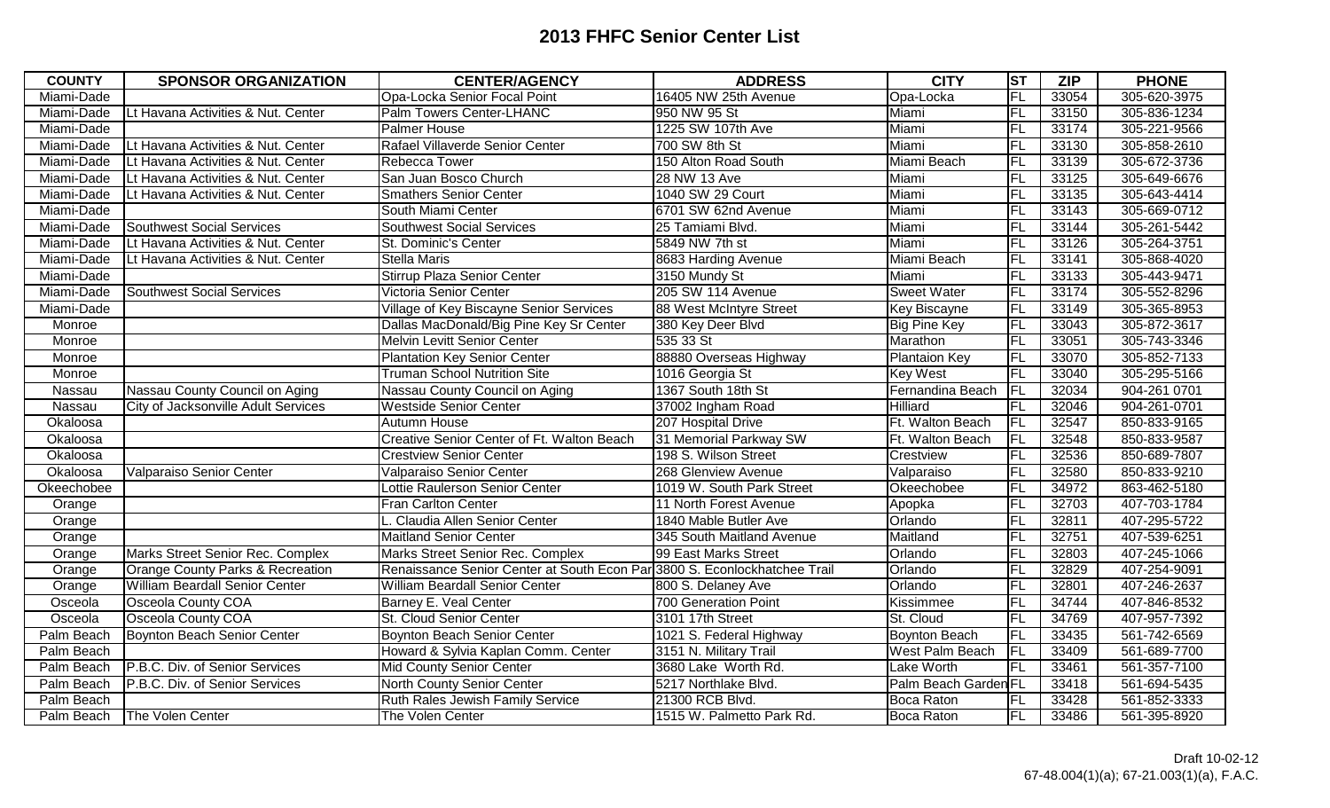# 2013 FHFC Senior Center List

| COUNTY | SPONSOR ORGANIZATION | CENTER/AGENCY | ADDRESS | CITY | ST | ZIP | PHONE |
|---|---|---|---|---|---|---|---|
| Miami-Dade | | Opa-Locka Senior Focal Point | 16405 NW 25th Avenue | Opa-Locka | FL | 33054 | 305-620-3975 |
| Miami-Dade | Lt Havana Activities & Nut. Center | Palm Towers Center-LHANC | 950 NW 95 St | Miami | FL | 33150 | 305-836-1234 |
| Miami-Dade | | Palmer House | 1225 SW 107th Ave | Miami | FL | 33174 | 305-221-9566 |
| Miami-Dade | Lt Havana Activities & Nut. Center | Rafael Villaverde Senior Center | 700 SW 8th St | Miami | FL | 33130 | 305-858-2610 |
| Miami-Dade | Lt Havana Activities & Nut. Center | Rebecca Tower | 150 Alton Road South | Miami Beach | FL | 33139 | 305-672-3736 |
| Miami-Dade | Lt Havana Activities & Nut. Center | San Juan Bosco Church | 28 NW 13 Ave | Miami | FL | 33125 | 305-649-6676 |
| Miami-Dade | Lt Havana Activities & Nut. Center | Smathers Senior Center | 1040 SW 29 Court | Miami | FL | 33135 | 305-643-4414 |
| Miami-Dade | | South Miami Center | 6701 SW 62nd Avenue | Miami | FL | 33143 | 305-669-0712 |
| Miami-Dade | Southwest Social Services | Southwest Social Services | 25 Tamiami Blvd. | Miami | FL | 33144 | 305-261-5442 |
| Miami-Dade | Lt Havana Activities & Nut. Center | St. Dominic's Center | 5849 NW 7th st | Miami | FL | 33126 | 305-264-3751 |
| Miami-Dade | Lt Havana Activities & Nut. Center | Stella Maris | 8683 Harding Avenue | Miami Beach | FL | 33141 | 305-868-4020 |
| Miami-Dade | | Stirrup Plaza Senior Center | 3150 Mundy St | Miami | FL | 33133 | 305-443-9471 |
| Miami-Dade | Southwest Social Services | Victoria Senior Center | 205 SW 114 Avenue | Sweet Water | FL | 33174 | 305-552-8296 |
| Miami-Dade | | Village of Key Biscayne Senior Services | 88 West McIntyre Street | Key Biscayne | FL | 33149 | 305-365-8953 |
| Monroe | | Dallas MacDonald/Big Pine Key Sr Center | 380 Key Deer Blvd | Big Pine Key | FL | 33043 | 305-872-3617 |
| Monroe | | Melvin Levitt Senior Center | 535 33 St | Marathon | FL | 33051 | 305-743-3346 |
| Monroe | | Plantation Key Senior Center | 88880 Overseas Highway | Plantaion Key | FL | 33070 | 305-852-7133 |
| Monroe | | Truman School Nutrition Site | 1016 Georgia St | Key West | FL | 33040 | 305-295-5166 |
| Nassau | Nassau County Council on Aging | Nassau County Council on Aging | 1367 South 18th St | Fernandina Beach | FL | 32034 | 904-261 0701 |
| Nassau | City of Jacksonville Adult Services | Westside Senior Center | 37002 Ingham Road | Hilliard | FL | 32046 | 904-261-0701 |
| Okaloosa | | Autumn House | 207 Hospital Drive | Ft. Walton Beach | FL | 32547 | 850-833-9165 |
| Okaloosa | | Creative Senior Center of Ft. Walton Beach | 31 Memorial Parkway SW | Ft. Walton Beach | FL | 32548 | 850-833-9587 |
| Okaloosa | | Crestview Senior Center | 198 S. Wilson Street | Crestview | FL | 32536 | 850-689-7807 |
| Okaloosa | Valparaiso Senior Center | Valparaiso Senior Center | 268 Glenview Avenue | Valparaiso | FL | 32580 | 850-833-9210 |
| Okeechobee | | Lottie Raulerson Senior Center | 1019 W. South Park Street | Okeechobee | FL | 34972 | 863-462-5180 |
| Orange | | Fran Carlton Center | 11 North Forest Avenue | Apopka | FL | 32703 | 407-703-1784 |
| Orange | | L. Claudia Allen Senior Center | 1840 Mable Butler Ave | Orlando | FL | 32811 | 407-295-5722 |
| Orange | | Maitland Senior Center | 345 South Maitland Avenue | Maitland | FL | 32751 | 407-539-6251 |
| Orange | Marks Street Senior Rec. Complex | Marks Street Senior Rec. Complex | 99 East Marks Street | Orlando | FL | 32803 | 407-245-1066 |
| Orange | Orange County Parks & Recreation | Renaissance Senior Center at South Econ Par | 3800 S. Econlockhatchee Trail | Orlando | FL | 32829 | 407-254-9091 |
| Orange | William Beardall Senior Center | William Beardall Senior Center | 800 S. Delaney Ave | Orlando | FL | 32801 | 407-246-2637 |
| Osceola | Osceola County COA | Barney E. Veal Center | 700 Generation Point | Kissimmee | FL | 34744 | 407-846-8532 |
| Osceola | Osceola County COA | St. Cloud Senior Center | 3101 17th Street | St. Cloud | FL | 34769 | 407-957-7392 |
| Palm Beach | Boynton Beach Senior Center | Boynton Beach Senior Center | 1021 S. Federal Highway | Boynton Beach | FL | 33435 | 561-742-6569 |
| Palm Beach | | Howard & Sylvia Kaplan Comm. Center | 3151 N. Military Trail | West Palm Beach | FL | 33409 | 561-689-7700 |
| Palm Beach | P.B.C. Div. of Senior Services | Mid County Senior Center | 3680 Lake Worth Rd. | Lake Worth | FL | 33461 | 561-357-7100 |
| Palm Beach | P.B.C. Div. of Senior Services | North County Senior Center | 5217 Northlake Blvd. | Palm Beach Garden | FL | 33418 | 561-694-5435 |
| Palm Beach | | Ruth Rales Jewish Family Service | 21300 RCB Blvd. | Boca Raton | FL | 33428 | 561-852-3333 |
| Palm Beach | The Volen Center | The Volen Center | 1515 W. Palmetto Park Rd. | Boca Raton | FL | 33486 | 561-395-8920 |

Draft 10-02-12
67-48.004(1)(a); 67-21.003(1)(a), F.A.C.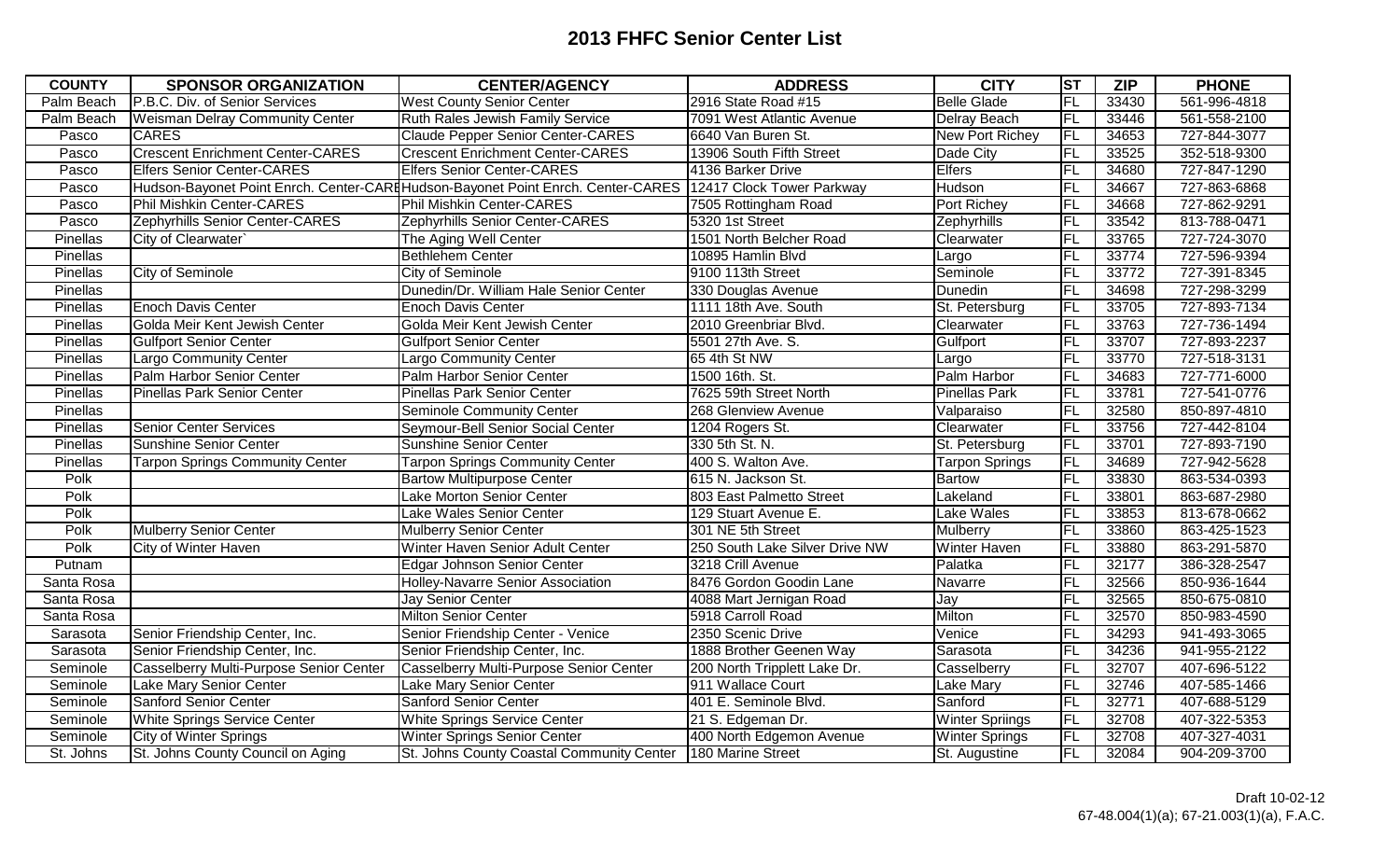## 2013 FHFC Senior Center List

| COUNTY | SPONSOR ORGANIZATION | CENTER/AGENCY | ADDRESS | CITY | ST | ZIP | PHONE |
|---|---|---|---|---|---|---|---|
| Palm Beach | P.B.C. Div. of Senior Services | West County Senior Center | 2916 State Road #15 | Belle Glade | FL | 33430 | 561-996-4818 |
| Palm Beach | Weisman Delray Community Center | Ruth Rales Jewish Family Service | 7091 West Atlantic Avenue | Delray Beach | FL | 33446 | 561-558-2100 |
| Pasco | CARES | Claude Pepper Senior Center-CARES | 6640 Van Buren St. | New Port Richey | FL | 34653 | 727-844-3077 |
| Pasco | Crescent Enrichment Center-CARES | Crescent Enrichment Center-CARES | 13906 South Fifth Street | Dade City | FL | 33525 | 352-518-9300 |
| Pasco | Elfers Senior Center-CARES | Elfers Senior Center-CARES | 4136 Barker Drive | Elfers | FL | 34680 | 727-847-1290 |
| Pasco | Hudson-Bayonet Point Enrch. Center-CARE | Hudson-Bayonet Point Enrch. Center-CARES | 12417 Clock Tower Parkway | Hudson | FL | 34667 | 727-863-6868 |
| Pasco | Phil Mishkin Center-CARES | Phil Mishkin Center-CARES | 7505 Rottingham Road | Port Richey | FL | 34668 | 727-862-9291 |
| Pasco | Zephyrhills Senior Center-CARES | Zephyrhills Senior Center-CARES | 5320 1st Street | Zephyrhills | FL | 33542 | 813-788-0471 |
| Pinellas | City of Clearwater` | The Aging Well Center | 1501 North Belcher Road | Clearwater | FL | 33765 | 727-724-3070 |
| Pinellas | | Bethlehem Center | 10895 Hamlin Blvd | Largo | FL | 33774 | 727-596-9394 |
| Pinellas | City of Seminole | City of Seminole | 9100 113th Street | Seminole | FL | 33772 | 727-391-8345 |
| Pinellas | | Dunedin/Dr. William Hale Senior Center | 330 Douglas Avenue | Dunedin | FL | 34698 | 727-298-3299 |
| Pinellas | Enoch Davis Center | Enoch Davis Center | 1111 18th Ave. South | St. Petersburg | FL | 33705 | 727-893-7134 |
| Pinellas | Golda Meir Kent Jewish Center | Golda Meir Kent Jewish Center | 2010 Greenbriar Blvd. | Clearwater | FL | 33763 | 727-736-1494 |
| Pinellas | Gulfport Senior Center | Gulfport Senior Center | 5501 27th Ave. S. | Gulfport | FL | 33707 | 727-893-2237 |
| Pinellas | Largo Community Center | Largo Community Center | 65 4th St NW | Largo | FL | 33770 | 727-518-3131 |
| Pinellas | Palm Harbor Senior Center | Palm Harbor Senior Center | 1500 16th. St. | Palm Harbor | FL | 34683 | 727-771-6000 |
| Pinellas | Pinellas Park Senior Center | Pinellas Park Senior Center | 7625 59th Street North | Pinellas Park | FL | 33781 | 727-541-0776 |
| Pinellas | | Seminole Community Center | 268 Glenview Avenue | Valparaiso | FL | 32580 | 850-897-4810 |
| Pinellas | Senior Center Services | Seymour-Bell Senior Social Center | 1204 Rogers St. | Clearwater | FL | 33756 | 727-442-8104 |
| Pinellas | Sunshine Senior Center | Sunshine Senior Center | 330 5th St. N. | St. Petersburg | FL | 33701 | 727-893-7190 |
| Pinellas | Tarpon Springs Community Center | Tarpon Springs Community Center | 400 S. Walton Ave. | Tarpon Springs | FL | 34689 | 727-942-5628 |
| Polk | | Bartow Multipurpose Center | 615 N. Jackson St. | Bartow | FL | 33830 | 863-534-0393 |
| Polk | | Lake Morton Senior Center | 803 East Palmetto Street | Lakeland | FL | 33801 | 863-687-2980 |
| Polk | | Lake Wales Senior Center | 129 Stuart Avenue E. | Lake Wales | FL | 33853 | 813-678-0662 |
| Polk | Mulberry Senior Center | Mulberry Senior Center | 301 NE 5th Street | Mulberry | FL | 33860 | 863-425-1523 |
| Polk | City of Winter Haven | Winter Haven Senior Adult Center | 250 South Lake Silver Drive NW | Winter Haven | FL | 33880 | 863-291-5870 |
| Putnam | | Edgar Johnson Senior Center | 3218 Crill Avenue | Palatka | FL | 32177 | 386-328-2547 |
| Santa Rosa | | Holley-Navarre Senior Association | 8476 Gordon Goodin Lane | Navarre | FL | 32566 | 850-936-1644 |
| Santa Rosa | | Jay Senior Center | 4088 Mart Jernigan Road | Jay | FL | 32565 | 850-675-0810 |
| Santa Rosa | | Milton Senior Center | 5918 Carroll Road | Milton | FL | 32570 | 850-983-4590 |
| Sarasota | Senior Friendship Center, Inc. | Senior Friendship Center - Venice | 2350 Scenic Drive | Venice | FL | 34293 | 941-493-3065 |
| Sarasota | Senior Friendship Center, Inc. | Senior Friendship Center, Inc. | 1888 Brother Geenen Way | Sarasota | FL | 34236 | 941-955-2122 |
| Seminole | Casselberry Multi-Purpose Senior Center | Casselberry Multi-Purpose Senior Center | 200 North Tripplett Lake Dr. | Casselberry | FL | 32707 | 407-696-5122 |
| Seminole | Lake Mary Senior Center | Lake Mary Senior Center | 911 Wallace Court | Lake Mary | FL | 32746 | 407-585-1466 |
| Seminole | Sanford Senior Center | Sanford Senior Center | 401 E. Seminole Blvd. | Sanford | FL | 32771 | 407-688-5129 |
| Seminole | White Springs Service Center | White Springs Service Center | 21 S. Edgeman Dr. | Winter Spriings | FL | 32708 | 407-322-5353 |
| Seminole | City of Winter Springs | Winter Springs Senior Center | 400 North Edgemon Avenue | Winter Springs | FL | 32708 | 407-327-4031 |
| St. Johns | St. Johns County Council on Aging | St. Johns County Coastal Community Center | 180 Marine Street | St. Augustine | FL | 32084 | 904-209-3700 |

Draft 10-02-12
67-48.004(1)(a); 67-21.003(1)(a), F.A.C.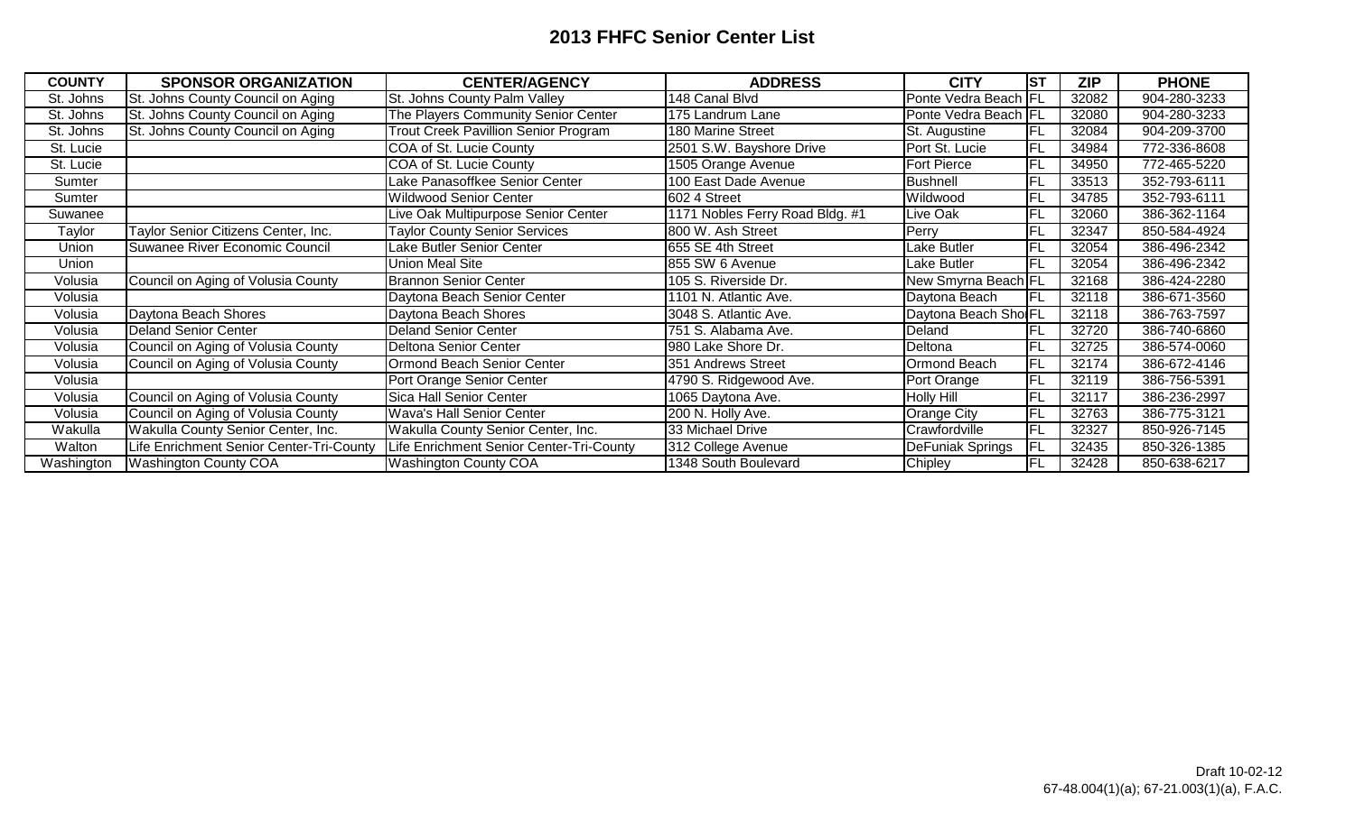## 2013 FHFC Senior Center List

| COUNTY | SPONSOR ORGANIZATION | CENTER/AGENCY | ADDRESS | CITY | ST | ZIP | PHONE |
|---|---|---|---|---|---|---|---|
| St. Johns | St. Johns County Council on Aging | St. Johns County Palm Valley | 148 Canal Blvd | Ponte Vedra Beach | FL | 32082 | 904-280-3233 |
| St. Johns | St. Johns County Council on Aging | The Players Community Senior Center | 175 Landrum Lane | Ponte Vedra Beach | FL | 32080 | 904-280-3233 |
| St. Johns | St. Johns County Council on Aging | Trout Creek Pavillion Senior Program | 180 Marine Street | St. Augustine | FL | 32084 | 904-209-3700 |
| St. Lucie | | COA of St. Lucie County | 2501 S.W. Bayshore Drive | Port St. Lucie | FL | 34984 | 772-336-8608 |
| St. Lucie | | COA of St. Lucie County | 1505 Orange Avenue | Fort Pierce | FL | 34950 | 772-465-5220 |
| Sumter | | Lake Panasoffkee Senior Center | 100 East Dade Avenue | Bushnell | FL | 33513 | 352-793-6111 |
| Sumter | | Wildwood Senior Center | 602 4 Street | Wildwood | FL | 34785 | 352-793-6111 |
| Suwanee | | Live Oak Multipurpose Senior Center | 1171 Nobles Ferry Road Bldg. #1 | Live Oak | FL | 32060 | 386-362-1164 |
| Taylor | Taylor Senior Citizens Center, Inc. | Taylor County Senior Services | 800 W. Ash Street | Perry | FL | 32347 | 850-584-4924 |
| Union | Suwanee River Economic Council | Lake Butler Senior Center | 655 SE 4th Street | Lake Butler | FL | 32054 | 386-496-2342 |
| Union | | Union Meal Site | 855 SW 6 Avenue | Lake Butler | FL | 32054 | 386-496-2342 |
| Volusia | Council on Aging of Volusia County | Brannon Senior Center | 105 S. Riverside Dr. | New Smyrna Beach | FL | 32168 | 386-424-2280 |
| Volusia | | Daytona Beach Senior Center | 1101 N. Atlantic Ave. | Daytona Beach | FL | 32118 | 386-671-3560 |
| Volusia | Daytona Beach Shores | Daytona Beach Shores | 3048 S. Atlantic Ave. | Daytona Beach Sho | FL | 32118 | 386-763-7597 |
| Volusia | Deland Senior Center | Deland Senior Center | 751 S. Alabama Ave. | Deland | FL | 32720 | 386-740-6860 |
| Volusia | Council on Aging of Volusia County | Deltona Senior Center | 980 Lake Shore Dr. | Deltona | FL | 32725 | 386-574-0060 |
| Volusia | Council on Aging of Volusia County | Ormond Beach Senior Center | 351 Andrews Street | Ormond Beach | FL | 32174 | 386-672-4146 |
| Volusia | | Port Orange Senior Center | 4790 S. Ridgewood Ave. | Port Orange | FL | 32119 | 386-756-5391 |
| Volusia | Council on Aging of Volusia County | Sica Hall Senior Center | 1065 Daytona Ave. | Holly Hill | FL | 32117 | 386-236-2997 |
| Volusia | Council on Aging of Volusia County | Wava's Hall Senior Center | 200 N. Holly Ave. | Orange City | FL | 32763 | 386-775-3121 |
| Wakulla | Wakulla County Senior Center, Inc. | Wakulla County Senior Center, Inc. | 33 Michael Drive | Crawfordville | FL | 32327 | 850-926-7145 |
| Walton | Life Enrichment Senior Center-Tri-County | Life Enrichment Senior Center-Tri-County | 312 College Avenue | DeFuniak Springs | FL | 32435 | 850-326-1385 |
| Washington | Washington County COA | Washington County COA | 1348 South Boulevard | Chipley | FL | 32428 | 850-638-6217 |

Draft 10-02-12
67-48.004(1)(a); 67-21.003(1)(a), F.A.C.